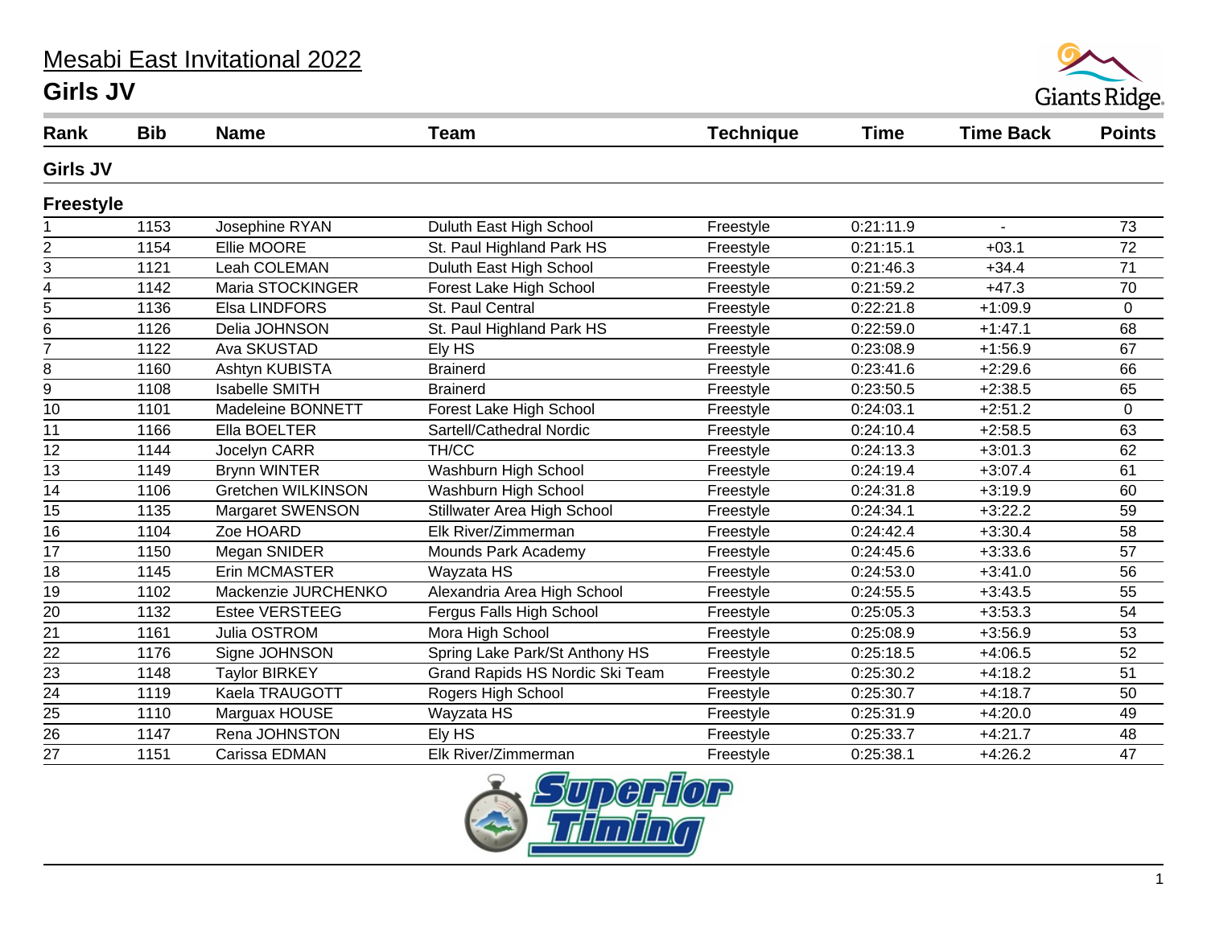# Mesabi East Invitational 2022

## Girls JV

| Rank | Bib | Name | Team | Technique | Time | Time Back | Points |
|---|---|---|---|---|---|---|---|
| **Girls JV** | | | | | | | |
| **Freestyle** | | | | | | | |
| 1 | 1153 | Josephine RYAN | Duluth East High School | Freestyle | 0:21:11.9 | - | 73 |
| 2 | 1154 | Ellie MOORE | St. Paul Highland Park HS | Freestyle | 0:21:15.1 | +03.1 | 72 |
| 3 | 1121 | Leah COLEMAN | Duluth East High School | Freestyle | 0:21:46.3 | +34.4 | 71 |
| 4 | 1142 | Maria STOCKINGER | Forest Lake High School | Freestyle | 0:21:59.2 | +47.3 | 70 |
| 5 | 1136 | Elsa LINDFORS | St. Paul Central | Freestyle | 0:22:21.8 | +1:09.9 | 0 |
| 6 | 1126 | Delia JOHNSON | St. Paul Highland Park HS | Freestyle | 0:22:59.0 | +1:47.1 | 68 |
| 7 | 1122 | Ava SKUSTAD | Ely HS | Freestyle | 0:23:08.9 | +1:56.9 | 67 |
| 8 | 1160 | Ashtyn KUBISTA | Brainerd | Freestyle | 0:23:41.6 | +2:29.6 | 66 |
| 9 | 1108 | Isabelle SMITH | Brainerd | Freestyle | 0:23:50.5 | +2:38.5 | 65 |
| 10 | 1101 | Madeleine BONNETT | Forest Lake High School | Freestyle | 0:24:03.1 | +2:51.2 | 0 |
| 11 | 1166 | Ella BOELTER | Sartell/Cathedral Nordic | Freestyle | 0:24:10.4 | +2:58.5 | 63 |
| 12 | 1144 | Jocelyn CARR | TH/CC | Freestyle | 0:24:13.3 | +3:01.3 | 62 |
| 13 | 1149 | Brynn WINTER | Washburn High School | Freestyle | 0:24:19.4 | +3:07.4 | 61 |
| 14 | 1106 | Gretchen WILKINSON | Washburn High School | Freestyle | 0:24:31.8 | +3:19.9 | 60 |
| 15 | 1135 | Margaret SWENSON | Stillwater Area High School | Freestyle | 0:24:34.1 | +3:22.2 | 59 |
| 16 | 1104 | Zoe HOARD | Elk River/Zimmerman | Freestyle | 0:24:42.4 | +3:30.4 | 58 |
| 17 | 1150 | Megan SNIDER | Mounds Park Academy | Freestyle | 0:24:45.6 | +3:33.6 | 57 |
| 18 | 1145 | Erin MCMASTER | Wayzata HS | Freestyle | 0:24:53.0 | +3:41.0 | 56 |
| 19 | 1102 | Mackenzie JURCHENKO | Alexandria Area High School | Freestyle | 0:24:55.5 | +3:43.5 | 55 |
| 20 | 1132 | Estee VERSTEEG | Fergus Falls High School | Freestyle | 0:25:05.3 | +3:53.3 | 54 |
| 21 | 1161 | Julia OSTROM | Mora High School | Freestyle | 0:25:08.9 | +3:56.9 | 53 |
| 22 | 1176 | Signe JOHNSON | Spring Lake Park/St Anthony HS | Freestyle | 0:25:18.5 | +4:06.5 | 52 |
| 23 | 1148 | Taylor BIRKEY | Grand Rapids HS Nordic Ski Team | Freestyle | 0:25:30.2 | +4:18.2 | 51 |
| 24 | 1119 | Kaela TRAUGOTT | Rogers High School | Freestyle | 0:25:30.7 | +4:18.7 | 50 |
| 25 | 1110 | Marguax HOUSE | Wayzata HS | Freestyle | 0:25:31.9 | +4:20.0 | 49 |
| 26 | 1147 | Rena JOHNSTON | Ely HS | Freestyle | 0:25:33.7 | +4:21.7 | 48 |
| 27 | 1151 | Carissa EDMAN | Elk River/Zimmerman | Freestyle | 0:25:38.1 | +4:26.2 | 47 |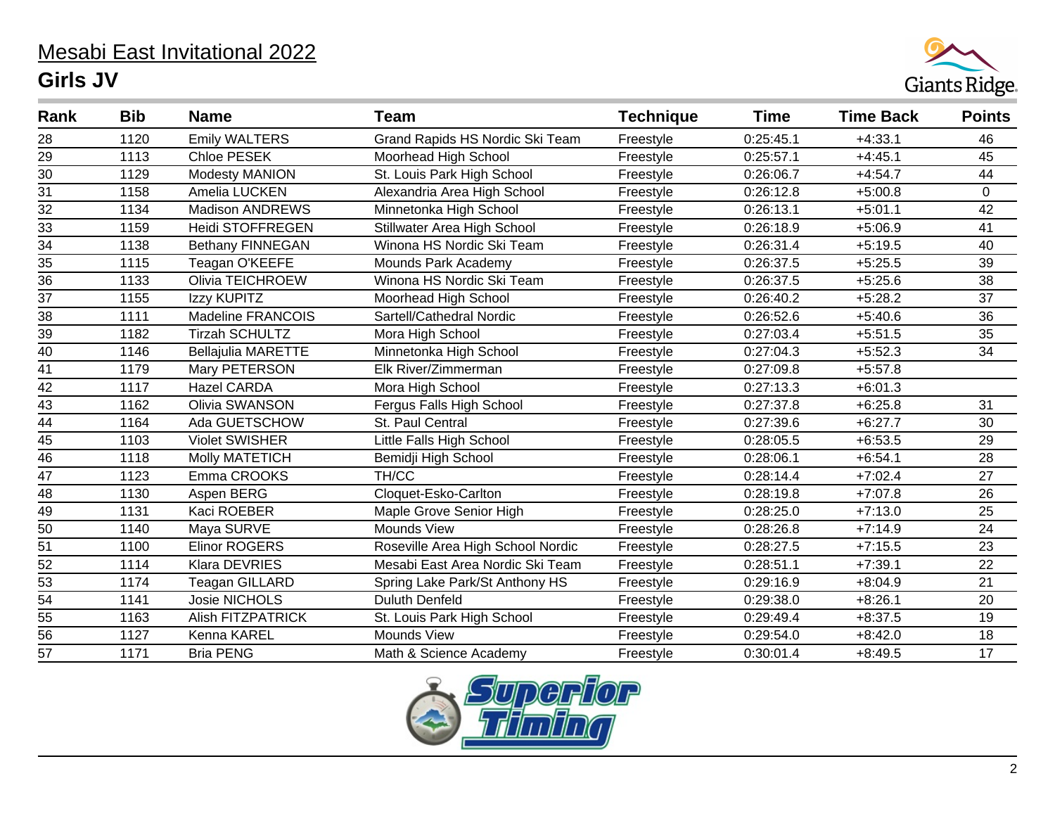# Mesabi East Invitational 2022

## Girls JV

| Rank | Bib | Name | Team | Technique | Time | Time Back | Points |
|---|---|---|---|---|---|---|---|
| 28 | 1120 | Emily WALTERS | Grand Rapids HS Nordic Ski Team | Freestyle | 0:25:45.1 | +4:33.1 | 46 |
| 29 | 1113 | Chloe PESEK | Moorhead High School | Freestyle | 0:25:57.1 | +4:45.1 | 45 |
| 30 | 1129 | Modesty MANION | St. Louis Park High School | Freestyle | 0:26:06.7 | +4:54.7 | 44 |
| 31 | 1158 | Amelia LUCKEN | Alexandria Area High School | Freestyle | 0:26:12.8 | +5:00.8 | 0 |
| 32 | 1134 | Madison ANDREWS | Minnetonka High School | Freestyle | 0:26:13.1 | +5:01.1 | 42 |
| 33 | 1159 | Heidi STOFFREGEN | Stillwater Area High School | Freestyle | 0:26:18.9 | +5:06.9 | 41 |
| 34 | 1138 | Bethany FINNEGAN | Winona HS Nordic Ski Team | Freestyle | 0:26:31.4 | +5:19.5 | 40 |
| 35 | 1115 | Teagan O'KEEFE | Mounds Park Academy | Freestyle | 0:26:37.5 | +5:25.5 | 39 |
| 36 | 1133 | Olivia TEICHROEW | Winona HS Nordic Ski Team | Freestyle | 0:26:37.5 | +5:25.6 | 38 |
| 37 | 1155 | Izzy KUPITZ | Moorhead High School | Freestyle | 0:26:40.2 | +5:28.2 | 37 |
| 38 | 1111 | Madeline FRANCOIS | Sartell/Cathedral Nordic | Freestyle | 0:26:52.6 | +5:40.6 | 36 |
| 39 | 1182 | Tirzah SCHULTZ | Mora High School | Freestyle | 0:27:03.4 | +5:51.5 | 35 |
| 40 | 1146 | Bellajulia MARETTE | Minnetonka High School | Freestyle | 0:27:04.3 | +5:52.3 | 34 |
| 41 | 1179 | Mary PETERSON | Elk River/Zimmerman | Freestyle | 0:27:09.8 | +5:57.8 | |
| 42 | 1117 | Hazel CARDA | Mora High School | Freestyle | 0:27:13.3 | +6:01.3 | |
| 43 | 1162 | Olivia SWANSON | Fergus Falls High School | Freestyle | 0:27:37.8 | +6:25.8 | 31 |
| 44 | 1164 | Ada GUETSCHOW | St. Paul Central | Freestyle | 0:27:39.6 | +6:27.7 | 30 |
| 45 | 1103 | Violet SWISHER | Little Falls High School | Freestyle | 0:28:05.5 | +6:53.5 | 29 |
| 46 | 1118 | Molly MATETICH | Bemidji High School | Freestyle | 0:28:06.1 | +6:54.1 | 28 |
| 47 | 1123 | Emma CROOKS | TH/CC | Freestyle | 0:28:14.4 | +7:02.4 | 27 |
| 48 | 1130 | Aspen BERG | Cloquet-Esko-Carlton | Freestyle | 0:28:19.8 | +7:07.8 | 26 |
| 49 | 1131 | Kaci ROEBER | Maple Grove Senior High | Freestyle | 0:28:25.0 | +7:13.0 | 25 |
| 50 | 1140 | Maya SURVE | Mounds View | Freestyle | 0:28:26.8 | +7:14.9 | 24 |
| 51 | 1100 | Elinor ROGERS | Roseville Area High School Nordic | Freestyle | 0:28:27.5 | +7:15.5 | 23 |
| 52 | 1114 | Klara DEVRIES | Mesabi East Area Nordic Ski Team | Freestyle | 0:28:51.1 | +7:39.1 | 22 |
| 53 | 1174 | Teagan GILLARD | Spring Lake Park/St Anthony HS | Freestyle | 0:29:16.9 | +8:04.9 | 21 |
| 54 | 1141 | Josie NICHOLS | Duluth Denfeld | Freestyle | 0:29:38.0 | +8:26.1 | 20 |
| 55 | 1163 | Alish FITZPATRICK | St. Louis Park High School | Freestyle | 0:29:49.4 | +8:37.5 | 19 |
| 56 | 1127 | Kenna KAREL | Mounds View | Freestyle | 0:29:54.0 | +8:42.0 | 18 |
| 57 | 1171 | Bria PENG | Math & Science Academy | Freestyle | 0:30:01.4 | +8:49.5 | 17 |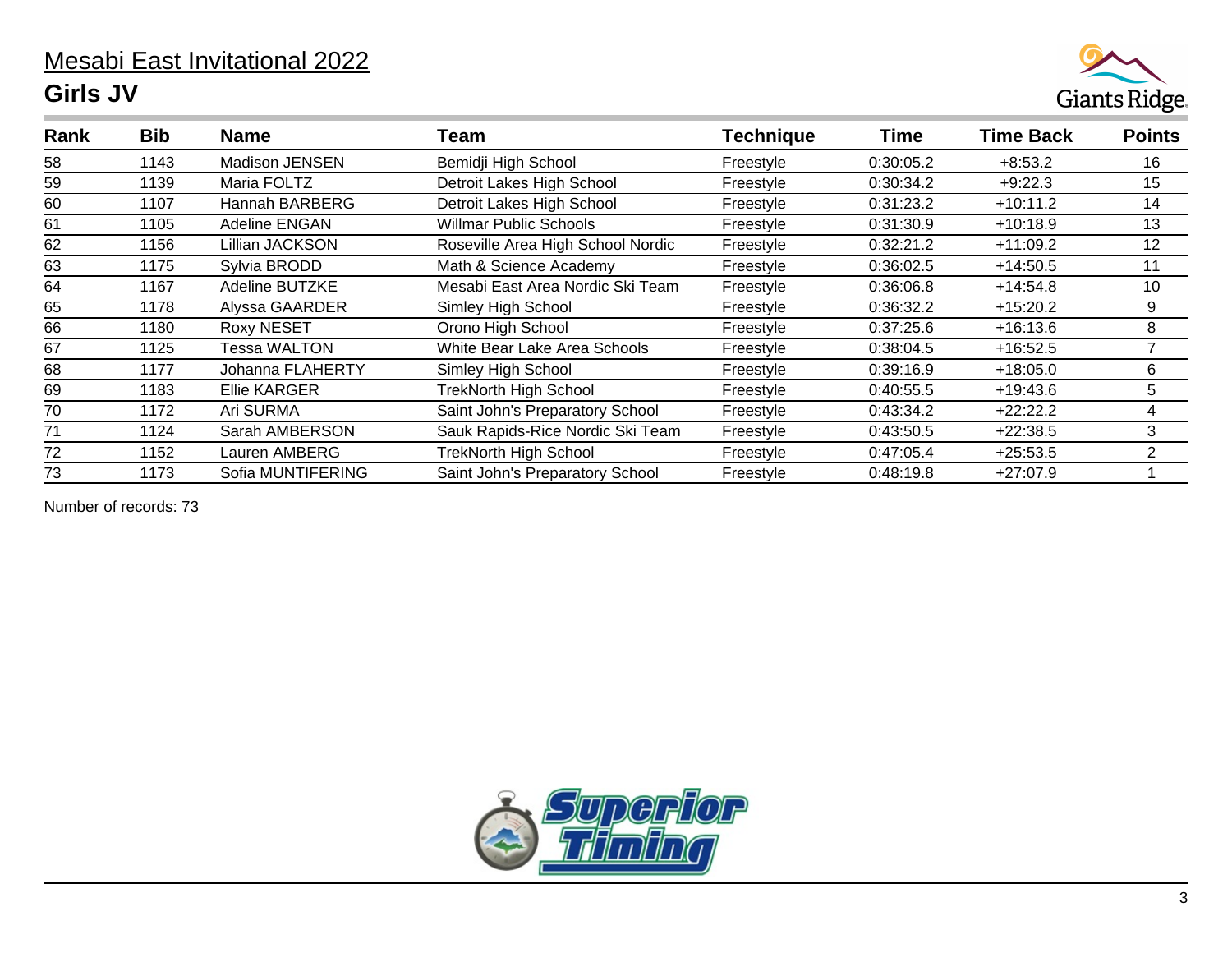# Mesabi East Invitational 2022

## Girls JV

| Rank | Bib | Name | Team | Technique | Time | Time Back | Points |
|---|---|---|---|---|---|---|---|
| 58 | 1143 | Madison JENSEN | Bemidji High School | Freestyle | 0:30:05.2 | +8:53.2 | 16 |
| 59 | 1139 | Maria FOLTZ | Detroit Lakes High School | Freestyle | 0:30:34.2 | +9:22.3 | 15 |
| 60 | 1107 | Hannah BARBERG | Detroit Lakes High School | Freestyle | 0:31:23.2 | +10:11.2 | 14 |
| 61 | 1105 | Adeline ENGAN | Willmar Public Schools | Freestyle | 0:31:30.9 | +10:18.9 | 13 |
| 62 | 1156 | Lillian JACKSON | Roseville Area High School Nordic | Freestyle | 0:32:21.2 | +11:09.2 | 12 |
| 63 | 1175 | Sylvia BRODD | Math & Science Academy | Freestyle | 0:36:02.5 | +14:50.5 | 11 |
| 64 | 1167 | Adeline BUTZKE | Mesabi East Area Nordic Ski Team | Freestyle | 0:36:06.8 | +14:54.8 | 10 |
| 65 | 1178 | Alyssa GAARDER | Simley High School | Freestyle | 0:36:32.2 | +15:20.2 | 9 |
| 66 | 1180 | Roxy NESET | Orono High School | Freestyle | 0:37:25.6 | +16:13.6 | 8 |
| 67 | 1125 | Tessa WALTON | White Bear Lake Area Schools | Freestyle | 0:38:04.5 | +16:52.5 | 7 |
| 68 | 1177 | Johanna FLAHERTY | Simley High School | Freestyle | 0:39:16.9 | +18:05.0 | 6 |
| 69 | 1183 | Ellie KARGER | TrekNorth High School | Freestyle | 0:40:55.5 | +19:43.6 | 5 |
| 70 | 1172 | Ari SURMA | Saint John's Preparatory School | Freestyle | 0:43:34.2 | +22:22.2 | 4 |
| 71 | 1124 | Sarah AMBERSON | Sauk Rapids-Rice Nordic Ski Team | Freestyle | 0:43:50.5 | +22:38.5 | 3 |
| 72 | 1152 | Lauren AMBERG | TrekNorth High School | Freestyle | 0:47:05.4 | +25:53.5 | 2 |
| 73 | 1173 | Sofia MUNTIFERING | Saint John's Preparatory School | Freestyle | 0:48:19.8 | +27:07.9 | 1 |

Number of records: 73